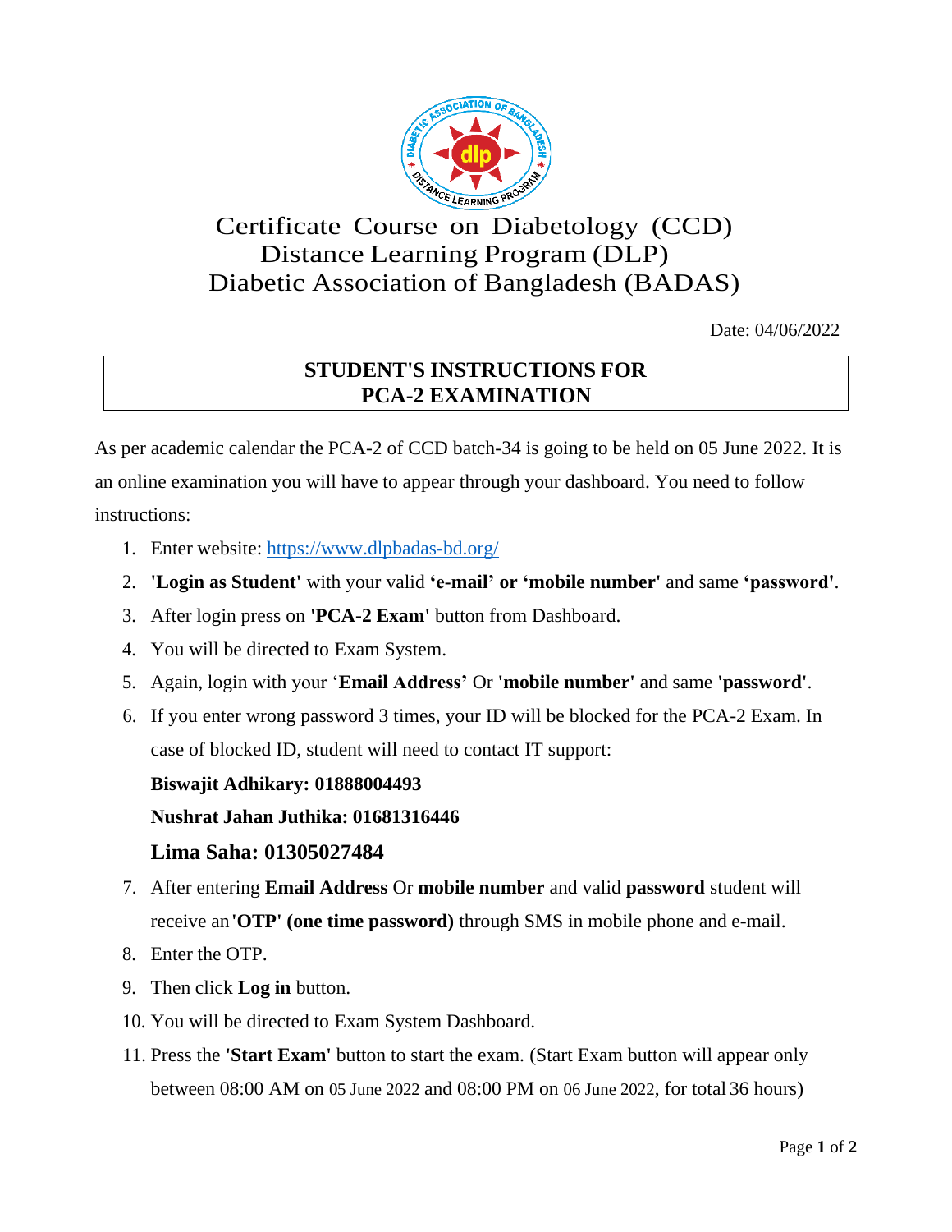# Certificate Course on Diabetology (CCD)
## Distance Learning Program (DLP)
## Diabetic Association of Bangladesh (BADAS)

Date: 04/06/2022

**STUDENT'S INSTRUCTIONS FOR**
**PCA-2 EXAMINATION**

As per academic calendar the PCA-2 of CCD batch-34 is going to be held on 05 June 2022. It is an online examination you will have to appear through your dashboard. You need to follow instructions:

1. Enter website: https://www.dlpbadas-bd.org/
2. **'Login as Student'** with your valid **'e-mail' or 'mobile number'** and same **'password'**.
3. After login press on **'PCA-2 Exam'** button from Dashboard.
4. You will be directed to Exam System.
5. Again, login with your '**Email Address'** Or **'mobile number'** and same **'password'**.
6. If you enter wrong password 3 times, your ID will be blocked for the PCA-2 Exam. In case of blocked ID, student will need to contact IT support:

   **Biswajit Adhikary: 01888004493**

   **Nushrat Jahan Juthika: 01681316446**

   **Lima Saha: 01305027484**

7. After entering **Email Address** Or **mobile number** and valid **password** student will receive an **'OTP' (one time password)** through SMS in mobile phone and e-mail.
8. Enter the OTP.
9. Then click **Log in** button.
10. You will be directed to Exam System Dashboard.
11. Press the **'Start Exam'** button to start the exam. (Start Exam button will appear only between 08:00 AM on 05 June 2022 and 08:00 PM on 06 June 2022, for total 36 hours)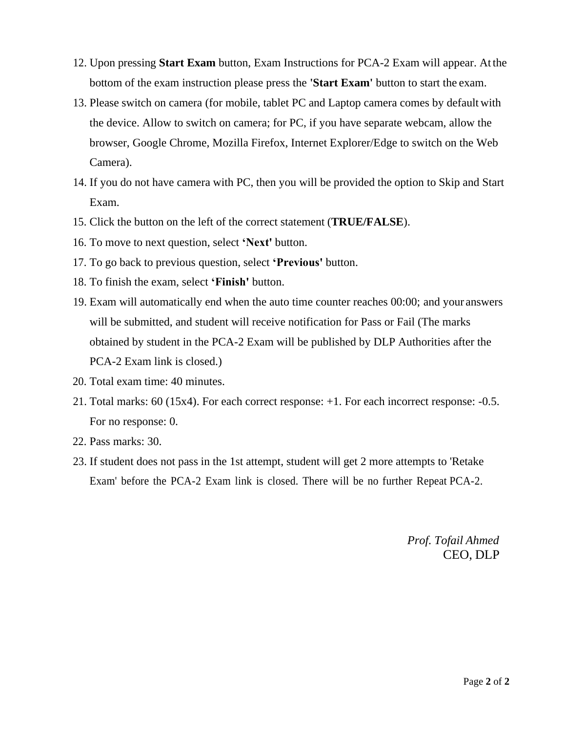12. Upon pressing **Start Exam** button, Exam Instructions for PCA-2 Exam will appear. At the bottom of the exam instruction please press the **'Start Exam'** button to start the exam.
13. Please switch on camera (for mobile, tablet PC and Laptop camera comes by default with the device. Allow to switch on camera; for PC, if you have separate webcam, allow the browser, Google Chrome, Mozilla Firefox, Internet Explorer/Edge to switch on the Web Camera).
14. If you do not have camera with PC, then you will be provided the option to Skip and Start Exam.
15. Click the button on the left of the correct statement (**TRUE/FALSE**).
16. To move to next question, select **'Next'** button.
17. To go back to previous question, select **'Previous'** button.
18. To finish the exam, select **'Finish'** button.
19. Exam will automatically end when the auto time counter reaches 00:00; and your answers will be submitted, and student will receive notification for Pass or Fail (The marks obtained by student in the PCA-2 Exam will be published by DLP Authorities after the PCA-2 Exam link is closed.)
20. Total exam time: 40 minutes.
21. Total marks: 60 (15x4). For each correct response: +1. For each incorrect response: -0.5. For no response: 0.
22. Pass marks: 30.
23. If student does not pass in the 1st attempt, student will get 2 more attempts to 'Retake Exam' before the PCA-2 Exam link is closed. There will be no further Repeat PCA-2.

*Prof. Tofail Ahmed*
CEO, DLP